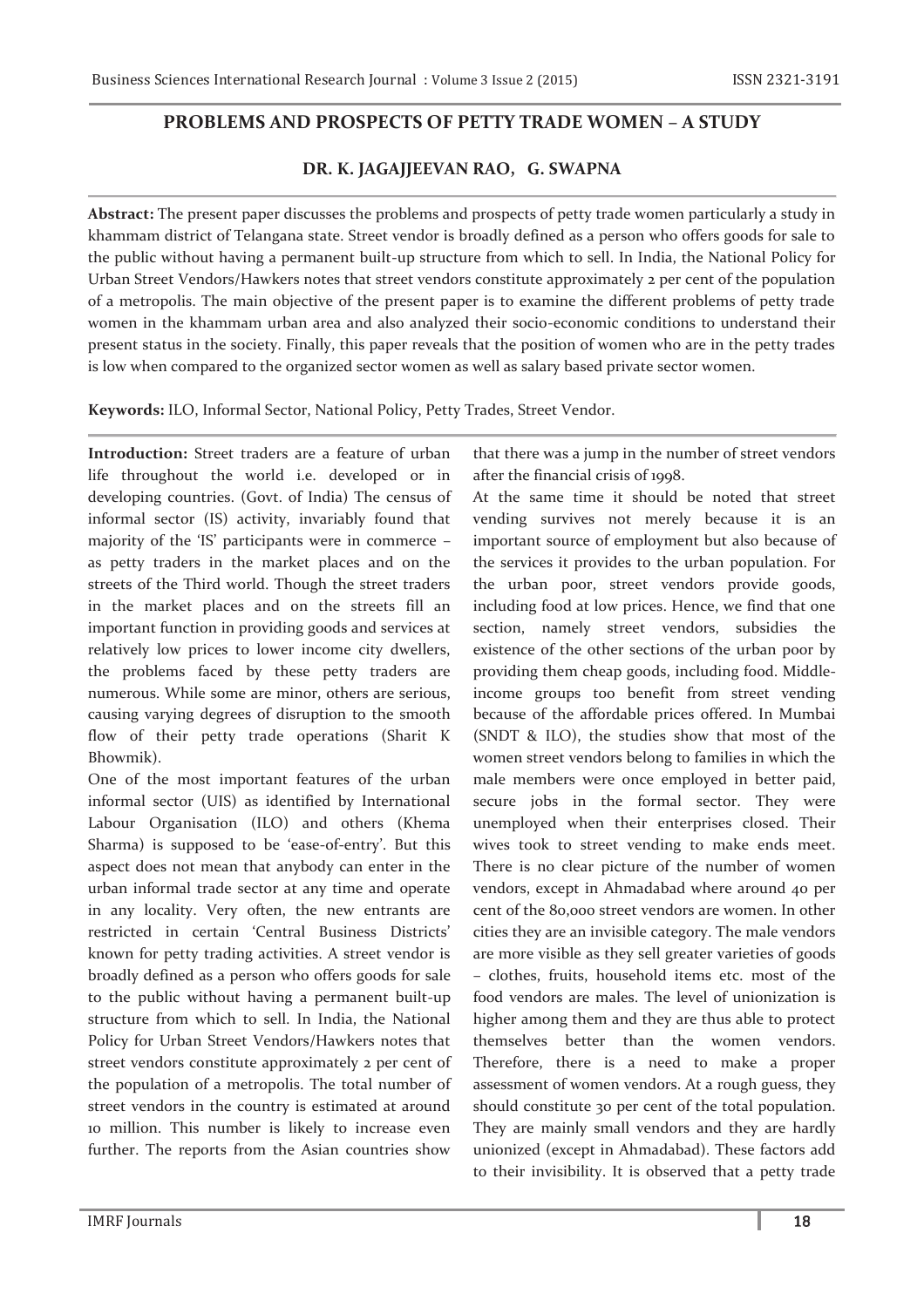# PROBLEMS AND PROSPECTS OF PETTY TRADE WOMEN – A STUDY

## DR. K. JAGAJJEEVAN RAO, G. SWAPNA

**Abstract:** The present paper discusses the problems and prospects of petty trade women particularly a study in khammam district of Telangana state. Street vendor is broadly defined as a person who offers goods for sale to the public without having a permanent built-up structure from which to sell. In India, the National Policy for Urban Street Vendors/Hawkers notes that street vendors constitute approximately 2 per cent of the population of a metropolis. The main objective of the present paper is to examine the different problems of petty trade women in the khammam urban area and also analyzed their socio-economic conditions to understand their present status in the society. Finally, this paper reveals that the position of women who are in the petty trades is low when compared to the organized sector women as well as salary based private sector women.

**Keywords:** ILO, Informal Sector, National Policy, Petty Trades, Street Vendor.

**Introduction:** Street traders are a feature of urban life throughout the world i.e. developed or in developing countries. (Govt. of India) The census of informal sector (IS) activity, invariably found that majority of the 'IS' participants were in commerce – as petty traders in the market places and on the streets of the Third world. Though the street traders in the market places and on the streets fill an important function in providing goods and services at relatively low prices to lower income city dwellers, the problems faced by these petty traders are numerous. While some are minor, others are serious, causing varying degrees of disruption to the smooth flow of their petty trade operations (Sharit K Bhowmik).

One of the most important features of the urban informal sector (UIS) as identified by International Labour Organisation (ILO) and others (Khema Sharma) is supposed to be 'ease-of-entry'. But this aspect does not mean that anybody can enter in the urban informal trade sector at any time and operate in any locality. Very often, the new entrants are restricted in certain 'Central Business Districts' known for petty trading activities. A street vendor is broadly defined as a person who offers goods for sale to the public without having a permanent built-up structure from which to sell. In India, the National Policy for Urban Street Vendors/Hawkers notes that street vendors constitute approximately 2 per cent of the population of a metropolis. The total number of street vendors in the country is estimated at around 10 million. This number is likely to increase even further. The reports from the Asian countries show that there was a jump in the number of street vendors after the financial crisis of 1998.

At the same time it should be noted that street vending survives not merely because it is an important source of employment but also because of the services it provides to the urban population. For the urban poor, street vendors provide goods, including food at low prices. Hence, we find that one section, namely street vendors, subsidies the existence of the other sections of the urban poor by providing them cheap goods, including food. Middle-income groups too benefit from street vending because of the affordable prices offered. In Mumbai (SNDT & ILO), the studies show that most of the women street vendors belong to families in which the male members were once employed in better paid, secure jobs in the formal sector. They were unemployed when their enterprises closed. Their wives took to street vending to make ends meet. There is no clear picture of the number of women vendors, except in Ahmadabad where around 40 per cent of the 80,000 street vendors are women. In other cities they are an invisible category. The male vendors are more visible as they sell greater varieties of goods – clothes, fruits, household items etc. most of the food vendors are males. The level of unionization is higher among them and they are thus able to protect themselves better than the women vendors. Therefore, there is a need to make a proper assessment of women vendors. At a rough guess, they should constitute 30 per cent of the total population. They are mainly small vendors and they are hardly unionized (except in Ahmadabad). These factors add to their invisibility. It is observed that a petty trade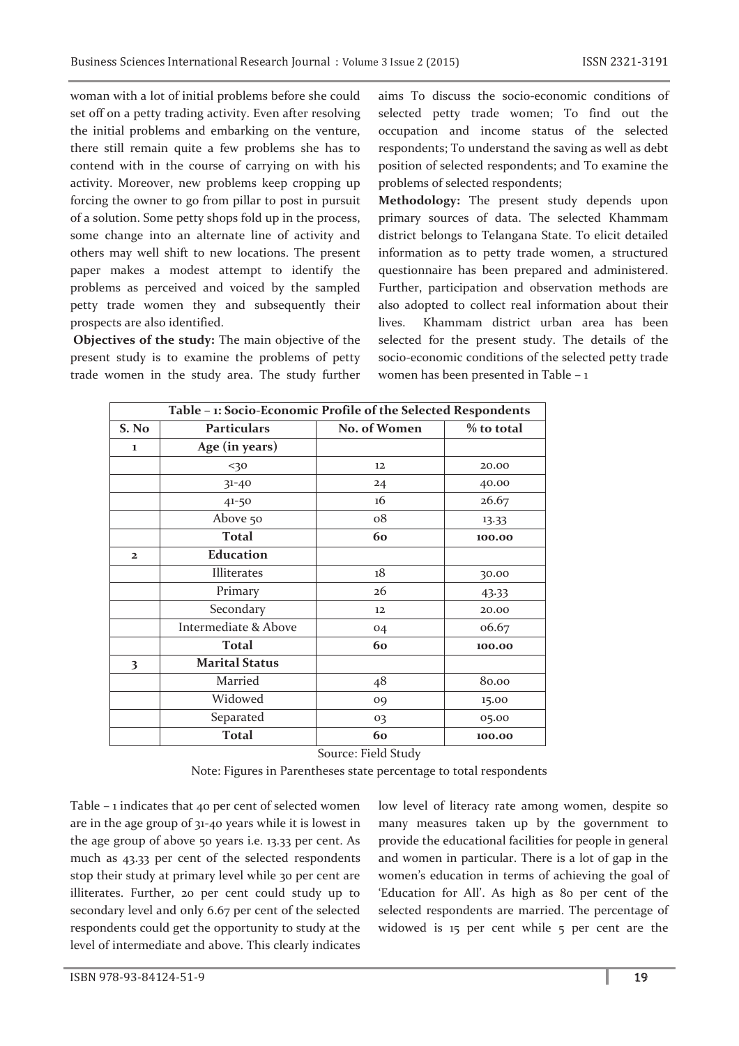woman with a lot of initial problems before she could set off on a petty trading activity. Even after resolving the initial problems and embarking on the venture, there still remain quite a few problems she has to contend with in the course of carrying on with his activity. Moreover, new problems keep cropping up forcing the owner to go from pillar to post in pursuit of a solution. Some petty shops fold up in the process, some change into an alternate line of activity and others may well shift to new locations. The present paper makes a modest attempt to identify the problems as perceived and voiced by the sampled petty trade women they and subsequently their prospects are also identified.

**Objectives of the study:** The main objective of the present study is to examine the problems of petty trade women in the study area. The study further aims To discuss the socio-economic conditions of selected petty trade women; To find out the occupation and income status of the selected respondents; To understand the saving as well as debt position of selected respondents; and To examine the problems of selected respondents;

**Methodology:** The present study depends upon primary sources of data. The selected Khammam district belongs to Telangana State. To elicit detailed information as to petty trade women, a structured questionnaire has been prepared and administered. Further, participation and observation methods are also adopted to collect real information about their lives. Khammam district urban area has been selected for the present study. The details of the socio-economic conditions of the selected petty trade women has been presented in Table – 1

**Table – 1: Socio-Economic Profile of the Selected Respondents**

| S. No | Particulars | No. of Women | % to total |
|---|---|---|---|
| 1 | **Age (in years)** | | |
| | <30 | 12 | 20.00 |
| | 31-40 | 24 | 40.00 |
| | 41-50 | 16 | 26.67 |
| | Above 50 | 08 | 13.33 |
| | **Total** | **60** | **100.00** |
| 2 | **Education** | | |
| | Illiterates | 18 | 30.00 |
| | Primary | 26 | 43.33 |
| | Secondary | 12 | 20.00 |
| | Intermediate & Above | 04 | 06.67 |
| | **Total** | **60** | **100.00** |
| 3 | **Marital Status** | | |
| | Married | 48 | 80.00 |
| | Widowed | 09 | 15.00 |
| | Separated | 03 | 05.00 |
| | **Total** | **60** | **100.00** |

Source: Field Study

Note: Figures in Parentheses state percentage to total respondents

Table – 1 indicates that 40 per cent of selected women are in the age group of 31-40 years while it is lowest in the age group of above 50 years i.e. 13.33 per cent. As much as 43.33 per cent of the selected respondents stop their study at primary level while 30 per cent are illiterates. Further, 20 per cent could study up to secondary level and only 6.67 per cent of the selected respondents could get the opportunity to study at the level of intermediate and above. This clearly indicates low level of literacy rate among women, despite so many measures taken up by the government to provide the educational facilities for people in general and women in particular. There is a lot of gap in the women's education in terms of achieving the goal of 'Education for All'. As high as 80 per cent of the selected respondents are married. The percentage of widowed is 15 per cent while 5 per cent are the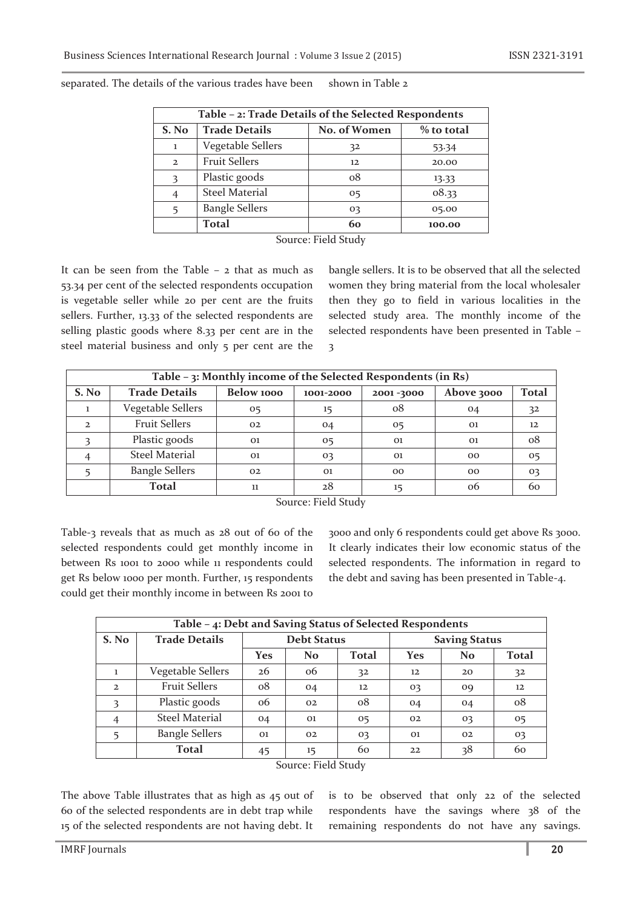separated. The details of the various trades have been shown in Table 2

| Table – 2: Trade Details of the Selected Respondents | | | |
|---|---|---|---|
| **S. No** | **Trade Details** | **No. of Women** | **% to total** |
| 1 | Vegetable Sellers | 32 | 53.34 |
| 2 | Fruit Sellers | 12 | 20.00 |
| 3 | Plastic goods | 08 | 13.33 |
| 4 | Steel Material | 05 | 08.33 |
| 5 | Bangle Sellers | 03 | 05.00 |
| | **Total** | **60** | **100.00** |

Source: Field Study

It can be seen from the Table – 2 that as much as 53.34 per cent of the selected respondents occupation is vegetable seller while 20 per cent are the fruits sellers. Further, 13.33 of the selected respondents are selling plastic goods where 8.33 per cent are in the steel material business and only 5 per cent are the bangle sellers. It is to be observed that all the selected women they bring material from the local wholesaler then they go to field in various localities in the selected study area. The monthly income of the selected respondents have been presented in Table – 3

| Table – 3: Monthly income of the Selected Respondents (in Rs) | | | | | | |
|---|---|---|---|---|---|---|
| **S. No** | **Trade Details** | **Below 1000** | **1001-2000** | **2001 -3000** | **Above 3000** | **Total** |
| 1 | Vegetable Sellers | 05 | 15 | 08 | 04 | 32 |
| 2 | Fruit Sellers | 02 | 04 | 05 | 01 | 12 |
| 3 | Plastic goods | 01 | 05 | 01 | 01 | 08 |
| 4 | Steel Material | 01 | 03 | 01 | 00 | 05 |
| 5 | Bangle Sellers | 02 | 01 | 00 | 00 | 03 |
| | **Total** | 11 | 28 | 15 | 06 | 60 |

Source: Field Study

Table-3 reveals that as much as 28 out of 60 of the selected respondents could get monthly income in between Rs 1001 to 2000 while 11 respondents could get Rs below 1000 per month. Further, 15 respondents could get their monthly income in between Rs 2001 to 3000 and only 6 respondents could get above Rs 3000. It clearly indicates their low economic status of the selected respondents. The information in regard to the debt and saving has been presented in Table-4.

| Table – 4: Debt and Saving Status of Selected Respondents | | | | | | | |
|---|---|---|---|---|---|---|---|
| **S. No** | **Trade Details** | **Debt Status** | | | **Saving Status** | | |
| | | **Yes** | **No** | **Total** | **Yes** | **No** | **Total** |
| 1 | Vegetable Sellers | 26 | 06 | 32 | 12 | 20 | 32 |
| 2 | Fruit Sellers | 08 | 04 | 12 | 03 | 09 | 12 |
| 3 | Plastic goods | 06 | 02 | 08 | 04 | 04 | 08 |
| 4 | Steel Material | 04 | 01 | 05 | 02 | 03 | 05 |
| 5 | Bangle Sellers | 01 | 02 | 03 | 01 | 02 | 03 |
| | **Total** | 45 | 15 | 60 | 22 | 38 | 60 |

Source: Field Study

The above Table illustrates that as high as 45 out of 60 of the selected respondents are in debt trap while 15 of the selected respondents are not having debt. It is to be observed that only 22 of the selected respondents have the savings where 38 of the remaining respondents do not have any savings.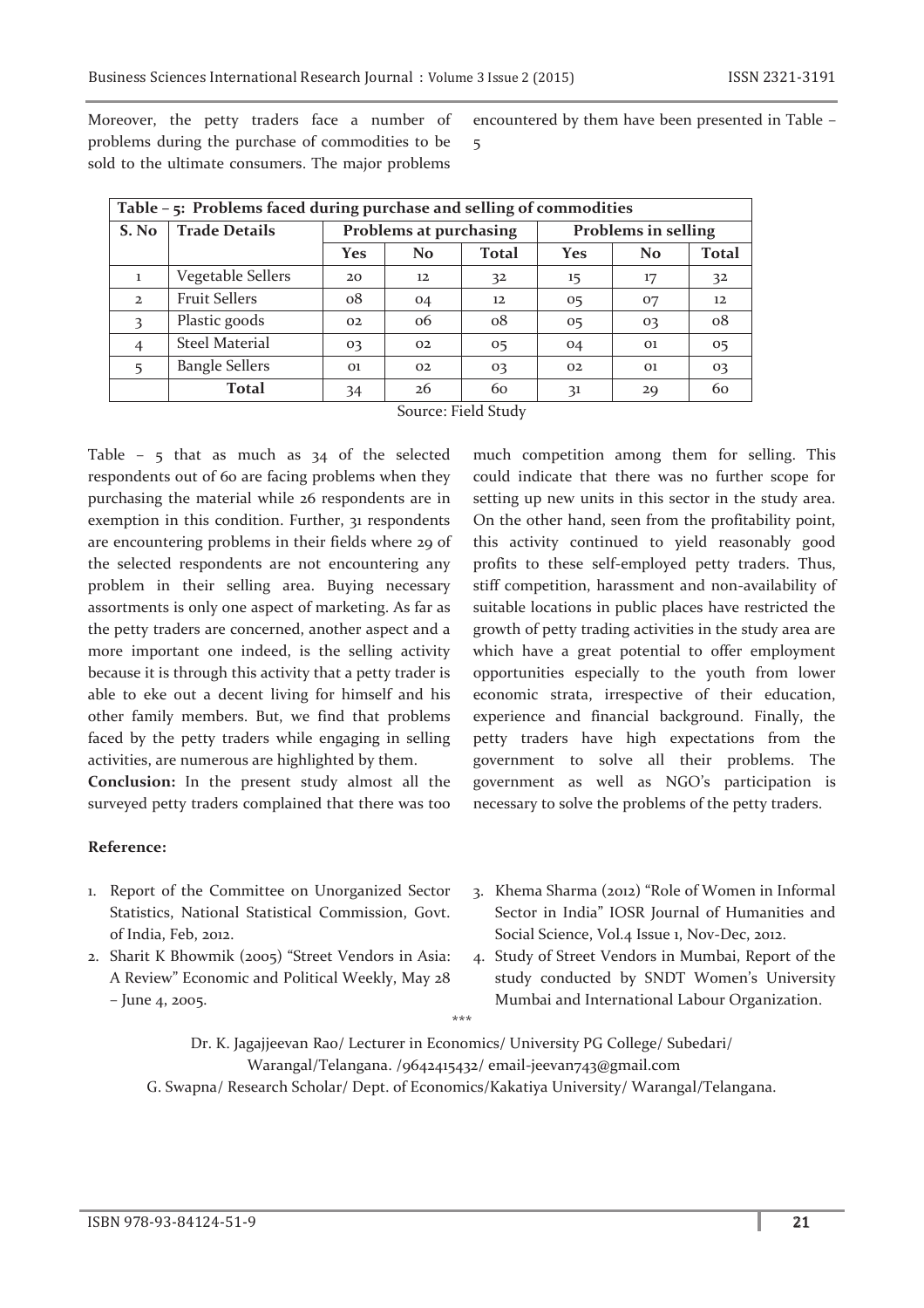Moreover, the petty traders face a number of problems during the purchase of commodities to be sold to the ultimate consumers. The major problems encountered by them have been presented in Table – 5

**Table – 5: Problems faced during purchase and selling of commodities**

| S. No | Trade Details | Problems at purchasing | | | Problems in selling | | |
|---|---|---|---|---|---|---|---|
| | | Yes | No | Total | Yes | No | Total |
| 1 | Vegetable Sellers | 20 | 12 | 32 | 15 | 17 | 32 |
| 2 | Fruit Sellers | 08 | 04 | 12 | 05 | 07 | 12 |
| 3 | Plastic goods | 02 | 06 | 08 | 05 | 03 | 08 |
| 4 | Steel Material | 03 | 02 | 05 | 04 | 01 | 05 |
| 5 | Bangle Sellers | 01 | 02 | 03 | 02 | 01 | 03 |
| | **Total** | 34 | 26 | 60 | 31 | 29 | 60 |

Source: Field Study

Table – 5 that as much as 34 of the selected respondents out of 60 are facing problems when they purchasing the material while 26 respondents are in exemption in this condition. Further, 31 respondents are encountering problems in their fields where 29 of the selected respondents are not encountering any problem in their selling area. Buying necessary assortments is only one aspect of marketing. As far as the petty traders are concerned, another aspect and a more important one indeed, is the selling activity because it is through this activity that a petty trader is able to eke out a decent living for himself and his other family members. But, we find that problems faced by the petty traders while engaging in selling activities, are numerous are highlighted by them.

**Conclusion:** In the present study almost all the surveyed petty traders complained that there was too much competition among them for selling. This could indicate that there was no further scope for setting up new units in this sector in the study area. On the other hand, seen from the profitability point, this activity continued to yield reasonably good profits to these self-employed petty traders. Thus, stiff competition, harassment and non-availability of suitable locations in public places have restricted the growth of petty trading activities in the study area are which have a great potential to offer employment opportunities especially to the youth from lower economic strata, irrespective of their education, experience and financial background. Finally, the petty traders have high expectations from the government to solve all their problems. The government as well as NGO's participation is necessary to solve the problems of the petty traders.

**Reference:**

1. Report of the Committee on Unorganized Sector Statistics, National Statistical Commission, Govt. of India, Feb, 2012.
2. Sharit K Bhowmik (2005) "Street Vendors in Asia: A Review" Economic and Political Weekly, May 28 – June 4, 2005.
3. Khema Sharma (2012) "Role of Women in Informal Sector in India" IOSR Journal of Humanities and Social Science, Vol.4 Issue 1, Nov-Dec, 2012.
4. Study of Street Vendors in Mumbai, Report of the study conducted by SNDT Women's University Mumbai and International Labour Organization.

***

Dr. K. Jagajjeevan Rao/ Lecturer in Economics/ University PG College/ Subedari/ Warangal/Telangana. /9642415432/ email-jeevan743@gmail.com

G. Swapna/ Research Scholar/ Dept. of Economics/Kakatiya University/ Warangal/Telangana.